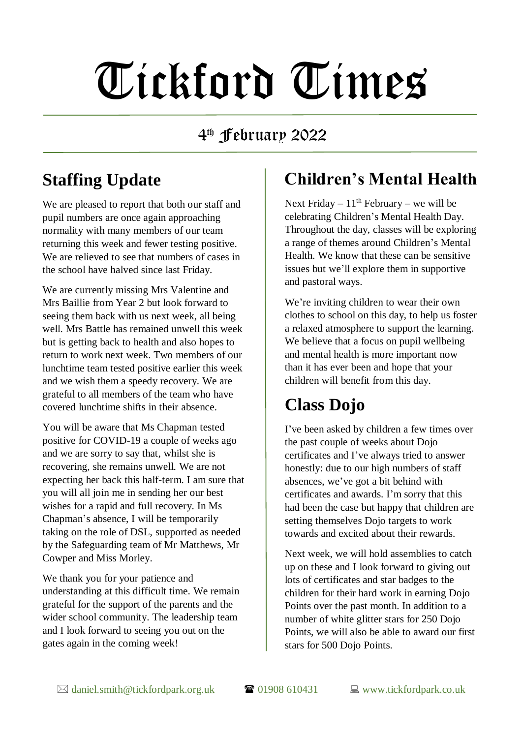# Tickford Times

## 4th February 2022

## Staffing Update

We are pleased to report that both our staff and pupil numbers are once again approaching normality with many members of our team returning this week and fewer testing positive. We are relieved to see that numbers of cases in the school have halved since last Friday.

We are currently missing Mrs Valentine and Mrs Baillie from Year 2 but look forward to seeing them back with us next week, all being well. Mrs Battle has remained unwell this week but is getting back to health and also hopes to return to work next week. Two members of our lunchtime team tested positive earlier this week and we wish them a speedy recovery. We are grateful to all members of the team who have covered lunchtime shifts in their absence.

You will be aware that Ms Chapman tested positive for COVID-19 a couple of weeks ago and we are sorry to say that, whilst she is recovering, she remains unwell. We are not expecting her back this half-term. I am sure that you will all join me in sending her our best wishes for a rapid and full recovery. In Ms Chapman's absence, I will be temporarily taking on the role of DSL, supported as needed by the Safeguarding team of Mr Matthews, Mr Cowper and Miss Morley.

We thank you for your patience and understanding at this difficult time. We remain grateful for the support of the parents and the wider school community. The leadership team and I look forward to seeing you out on the gates again in the coming week!

## Children's Mental Health

Next Friday – 11th February – we will be celebrating Children's Mental Health Day. Throughout the day, classes will be exploring a range of themes around Children's Mental Health. We know that these can be sensitive issues but we'll explore them in supportive and pastoral ways.

We're inviting children to wear their own clothes to school on this day, to help us foster a relaxed atmosphere to support the learning. We believe that a focus on pupil wellbeing and mental health is more important now than it has ever been and hope that your children will benefit from this day.

## Class Dojo

I've been asked by children a few times over the past couple of weeks about Dojo certificates and I've always tried to answer honestly: due to our high numbers of staff absences, we've got a bit behind with certificates and awards. I'm sorry that this had been the case but happy that children are setting themselves Dojo targets to work towards and excited about their rewards.

Next week, we will hold assemblies to catch up on these and I look forward to giving out lots of certificates and star badges to the children for their hard work in earning Dojo Points over the past month. In addition to a number of white glitter stars for 250 Dojo Points, we will also be able to award our first stars for 500 Dojo Points.

✉ daniel.smith@tickfordpark.org.uk ☎ 01908 610431 💻 www.tickfordpark.co.uk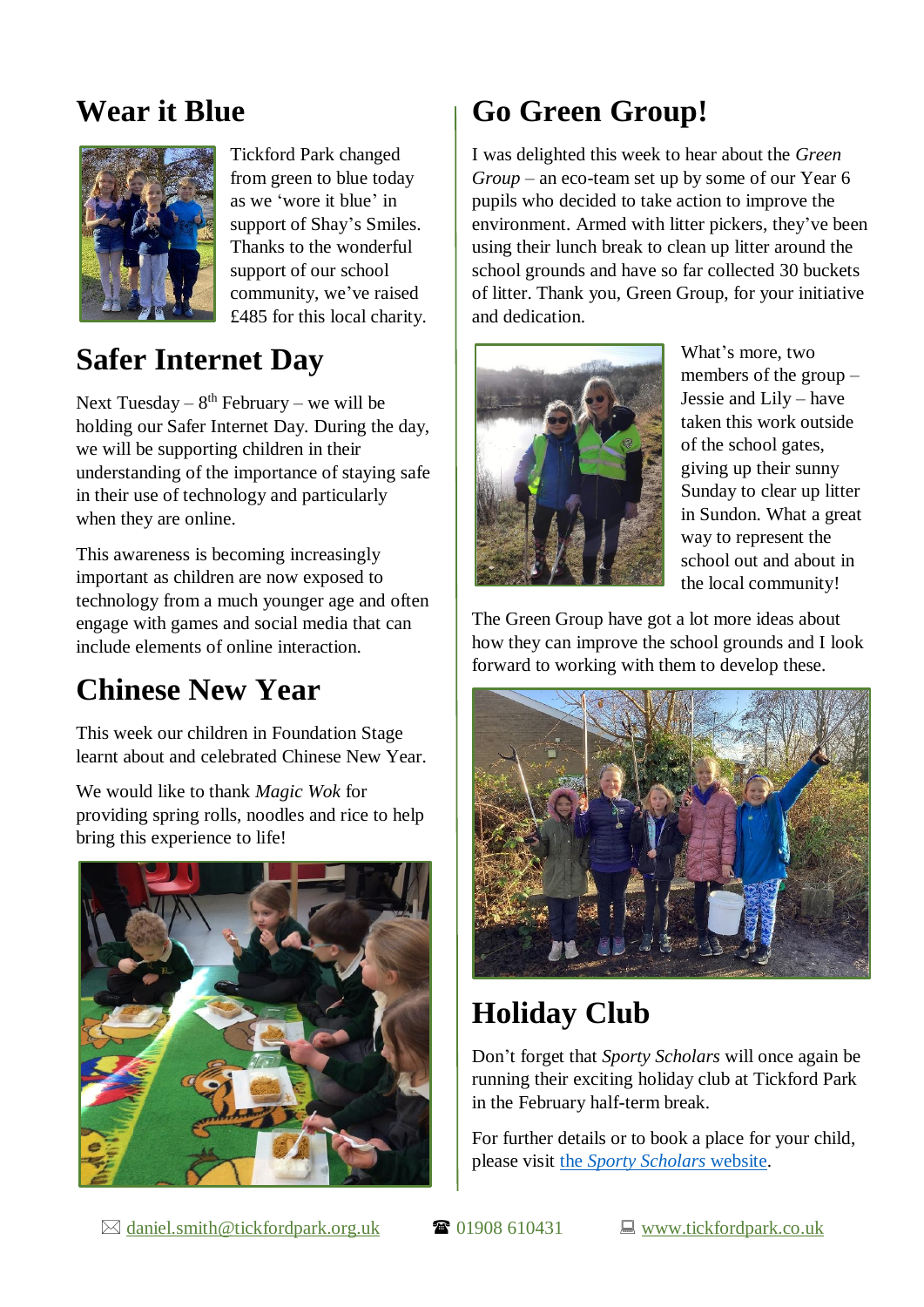## Wear it Blue

Tickford Park changed from green to blue today as we 'wore it blue' in support of Shay's Smiles. Thanks to the wonderful support of our school community, we've raised £485 for this local charity.

## Safer Internet Day

Next Tuesday – 8th February – we will be holding our Safer Internet Day. During the day, we will be supporting children in their understanding of the importance of staying safe in their use of technology and particularly when they are online.

This awareness is becoming increasingly important as children are now exposed to technology from a much younger age and often engage with games and social media that can include elements of online interaction.

## Chinese New Year

This week our children in Foundation Stage learnt about and celebrated Chinese New Year.

We would like to thank *Magic Wok* for providing spring rolls, noodles and rice to help bring this experience to life!

## Go Green Group!

I was delighted this week to hear about the *Green Group* – an eco-team set up by some of our Year 6 pupils who decided to take action to improve the environment. Armed with litter pickers, they've been using their lunch break to clean up litter around the school grounds and have so far collected 30 buckets of litter. Thank you, Green Group, for your initiative and dedication.

What's more, two members of the group – Jessie and Lily – have taken this work outside of the school gates, giving up their sunny Sunday to clear up litter in Sundon. What a great way to represent the school out and about in the local community!

The Green Group have got a lot more ideas about how they can improve the school grounds and I look forward to working with them to develop these.

## Holiday Club

Don't forget that *Sporty Scholars* will once again be running their exciting holiday club at Tickford Park in the February half-term break.

For further details or to book a place for your child, please visit [the *Sporty Scholars* website].

✉ daniel.smith@tickfordpark.org.uk ☎ 01908 610431 💻 www.tickfordpark.co.uk